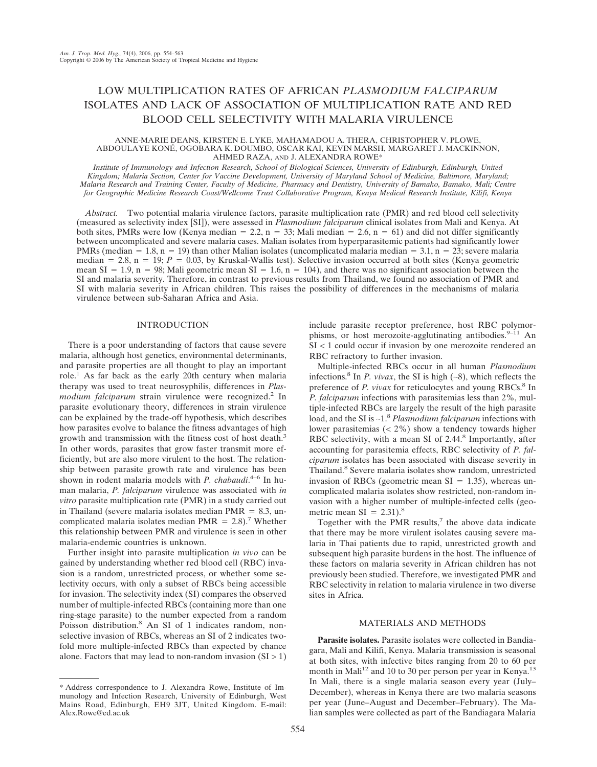# LOW MULTIPLICATION RATES OF AFRICAN *PLASMODIUM FALCIPARUM* ISOLATES AND LACK OF ASSOCIATION OF MULTIPLICATION RATE AND RED BLOOD CELL SELECTIVITY WITH MALARIA VIRULENCE

ANNE-MARIE DEANS, KIRSTEN E. LYKE, MAHAMADOU A. THERA, CHRISTOPHER V. PLOWE, ABDOULAYE KONÉ, OGOBARA K. DOUMBO, OSCAR KAI, KEVIN MARSH, MARGARET J. MACKINNON, AHMED RAZA, AND J. ALEXANDRA ROWE*

*Institute of Immunology and Infection Research, School of Biological Sciences, University of Edinburgh, Edinburgh, United Kingdom; Malaria Section, Center for Vaccine Development, University of Maryland School of Medicine, Baltimore, Maryland; Malaria Research and Training Center, Faculty of Medicine, Pharmacy and Dentistry, University of Bamako, Bamako, Mali; Centre for Geographic Medicine Research Coast/Wellcome Trust Collaborative Program, Kenya Medical Research Institute, Kilifi, Kenya*

*Abstract.* Two potential malaria virulence factors, parasite multiplication rate (PMR) and red blood cell selectivity (measured as selectivity index [SI]), were assessed in *Plasmodium falciparum* clinical isolates from Mali and Kenya. At both sites, PMRs were low (Kenya median = 2.2, n = 33; Mali median = 2.6, n = 61) and did not differ significantly between uncomplicated and severe malaria cases. Malian isolates from hyperparasitemic patients had significantly lower PMRs (median = 1.8, n = 19) than other Malian isolates (uncomplicated malaria median = 3.1, n = 23; severe malaria median = 2.8, n = 19; $P = 0.03$, by Kruskal-Wallis test). Selective invasion occurred at both sites (Kenya geometric mean SI = 1.9, n = 98; Mali geometric mean SI = 1.6, n = 104), and there was no significant association between the SI and malaria severity. Therefore, in contrast to previous results from Thailand, we found no association of PMR and SI with malaria severity in African children. This raises the possibility of differences in the mechanisms of malaria virulence between sub-Saharan Africa and Asia.

## INTRODUCTION

There is a poor understanding of factors that cause severe malaria, although host genetics, environmental determinants, and parasite properties are all thought to play an important role.[1] As far back as the early 20th century when malaria therapy was used to treat neurosyphilis, differences in *Plasmodium falciparum* strain virulence were recognized.[2] In parasite evolutionary theory, differences in strain virulence can be explained by the trade-off hypothesis, which describes how parasites evolve to balance the fitness advantages of high growth and transmission with the fitness cost of host death.[3] In other words, parasites that grow faster transmit more efficiently, but are also more virulent to the host. The relationship between parasite growth rate and virulence has been shown in rodent malaria models with *P. chabaudi*.[4–6] In human malaria, *P. falciparum* virulence was associated with *in vitro* parasite multiplication rate (PMR) in a study carried out in Thailand (severe malaria isolates median PMR = 8.3, uncomplicated malaria isolates median PMR = 2.8).[7] Whether this relationship between PMR and virulence is seen in other malaria-endemic countries is unknown.

Further insight into parasite multiplication *in vivo* can be gained by understanding whether red blood cell (RBC) invasion is a random, unrestricted process, or whether some selectivity occurs, with only a subset of RBCs being accessible for invasion. The selectivity index (SI) compares the observed number of multiple-infected RBCs (containing more than one ring-stage parasite) to the number expected from a random Poisson distribution.[8] An SI of 1 indicates random, non-selective invasion of RBCs, whereas an SI of 2 indicates two-fold more multiple-infected RBCs than expected by chance alone. Factors that may lead to non-random invasion (SI > 1) include parasite receptor preference, host RBC polymorphisms, or host merozoite-agglutinating antibodies.[9–11] An SI < 1 could occur if invasion by one merozoite rendered an RBC refractory to further invasion.

Multiple-infected RBCs occur in all human *Plasmodium* infections.[8] In *P. vivax*, the SI is high (~8), which reflects the preference of *P. vivax* for reticulocytes and young RBCs.[8] In *P. falciparum* infections with parasitemias less than 2%, multiple-infected RBCs are largely the result of the high parasite load, and the SI is ~1.[8] *Plasmodium falciparum* infections with lower parasitemias (< 2%) show a tendency towards higher RBC selectivity, with a mean SI of 2.44.[8] Importantly, after accounting for parasitemia effects, RBC selectivity of *P. falciparum* isolates has been associated with disease severity in Thailand.[8] Severe malaria isolates show random, unrestricted invasion of RBCs (geometric mean SI = 1.35), whereas uncomplicated malaria isolates show restricted, non-random invasion with a higher number of multiple-infected cells (geometric mean SI = 2.31).[8]

Together with the PMR results,[7] the above data indicate that there may be more virulent isolates causing severe malaria in Thai patients due to rapid, unrestricted growth and subsequent high parasite burdens in the host. The influence of these factors on malaria severity in African children has not previously been studied. Therefore, we investigated PMR and RBC selectivity in relation to malaria virulence in two diverse sites in Africa.

## MATERIALS AND METHODS

**Parasite isolates.** Parasite isolates were collected in Bandiagara, Mali and Kilifi, Kenya. Malaria transmission is seasonal at both sites, with infective bites ranging from 20 to 60 per month in Mali[12] and 10 to 30 per person per year in Kenya.[13] In Mali, there is a single malaria season every year (July–December), whereas in Kenya there are two malaria seasons per year (June–August and December–February). The Malian samples were collected as part of the Bandiagara Malaria

\* Address correspondence to J. Alexandra Rowe, Institute of Immunology and Infection Research, University of Edinburgh, West Mains Road, Edinburgh, EH9 3JT, United Kingdom. E-mail: Alex.Rowe@ed.ac.uk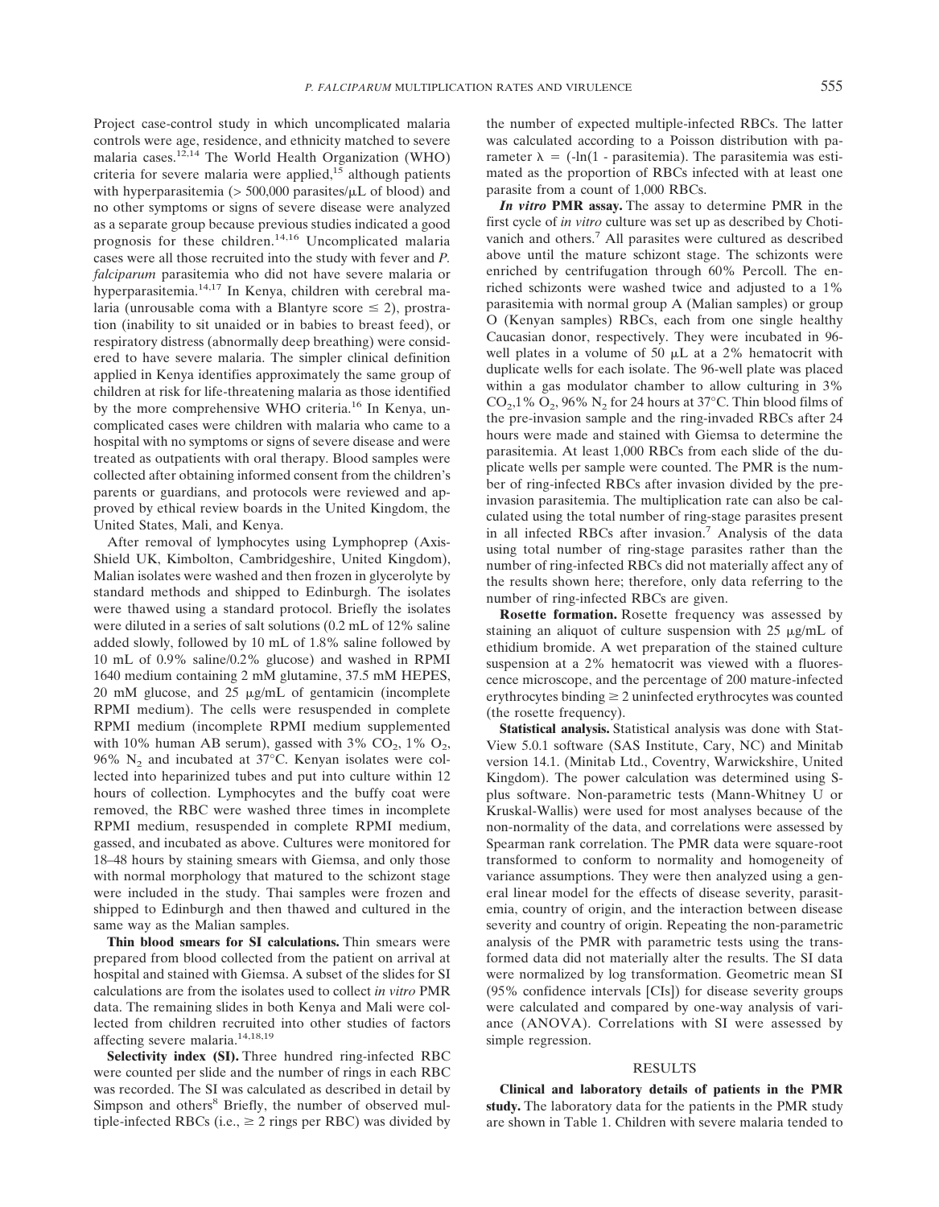Project case-control study in which uncomplicated malaria controls were age, residence, and ethnicity matched to severe malaria cases.[12,14] The World Health Organization (WHO) criteria for severe malaria were applied,[15] although patients with hyperparasitemia (> 500,000 parasites/μL of blood) and no other symptoms or signs of severe disease were analyzed as a separate group because previous studies indicated a good prognosis for these children.[14,16] Uncomplicated malaria cases were all those recruited into the study with fever and *P. falciparum* parasitemia who did not have severe malaria or hyperparasitemia.[14,17] In Kenya, children with cerebral malaria (unrousable coma with a Blantyre score ≤ 2), prostration (inability to sit unaided or in babies to breast feed), or respiratory distress (abnormally deep breathing) were considered to have severe malaria. The simpler clinical definition applied in Kenya identifies approximately the same group of children at risk for life-threatening malaria as those identified by the more comprehensive WHO criteria.[16] In Kenya, uncomplicated cases were children with malaria who came to a hospital with no symptoms or signs of severe disease and were treated as outpatients with oral therapy. Blood samples were collected after obtaining informed consent from the children's parents or guardians, and protocols were reviewed and approved by ethical review boards in the United Kingdom, the United States, Mali, and Kenya.

After removal of lymphocytes using Lymphoprep (Axis-Shield UK, Kimbolton, Cambridgeshire, United Kingdom), Malian isolates were washed and then frozen in glycerolyte by standard methods and shipped to Edinburgh. The isolates were thawed using a standard protocol. Briefly the isolates were diluted in a series of salt solutions (0.2 mL of 12% saline added slowly, followed by 10 mL of 1.8% saline followed by 10 mL of 0.9% saline/0.2% glucose) and washed in RPMI 1640 medium containing 2 mM glutamine, 37.5 mM HEPES, 20 mM glucose, and 25 μg/mL of gentamicin (incomplete RPMI medium). The cells were resuspended in complete RPMI medium (incomplete RPMI medium supplemented with 10% human AB serum), gassed with 3% $CO_2$, 1% $O_2$, 96% $N_2$ and incubated at 37°C. Kenyan isolates were collected into heparinized tubes and put into culture within 12 hours of collection. Lymphocytes and the buffy coat were removed, the RBC were washed three times in incomplete RPMI medium, resuspended in complete RPMI medium, gassed, and incubated as above. Cultures were monitored for 18–48 hours by staining smears with Giemsa, and only those with normal morphology that matured to the schizont stage were included in the study. Thai samples were frozen and shipped to Edinburgh and then thawed and cultured in the same way as the Malian samples.

**Thin blood smears for SI calculations.** Thin smears were prepared from blood collected from the patient on arrival at hospital and stained with Giemsa. A subset of the slides for SI calculations are from the isolates used to collect *in vitro* PMR data. The remaining slides in both Kenya and Mali were collected from children recruited into other studies of factors affecting severe malaria.[14,18,19]

**Selectivity index (SI).** Three hundred ring-infected RBC were counted per slide and the number of rings in each RBC was recorded. The SI was calculated as described in detail by Simpson and others[8] Briefly, the number of observed multiple-infected RBCs (i.e., ≥ 2 rings per RBC) was divided by the number of expected multiple-infected RBCs. The latter was calculated according to a Poisson distribution with parameter $\lambda$ = (-ln(1 - parasitemia). The parasitemia was estimated as the proportion of RBCs infected with at least one parasite from a count of 1,000 RBCs.

***In vitro* PMR assay.** The assay to determine PMR in the first cycle of *in vitro* culture was set up as described by Chotivanich and others.[7] All parasites were cultured as described above until the mature schizont stage. The schizonts were enriched by centrifugation through 60% Percoll. The enriched schizonts were washed twice and adjusted to a 1% parasitemia with normal group A (Malian samples) or group O (Kenyan samples) RBCs, each from one single healthy Caucasian donor, respectively. They were incubated in 96-well plates in a volume of 50 μL at a 2% hematocrit with duplicate wells for each isolate. The 96-well plate was placed within a gas modulator chamber to allow culturing in 3% $CO_2$,1% $O_2$, 96% $N_2$ for 24 hours at 37°C. Thin blood films of the pre-invasion sample and the ring-invaded RBCs after 24 hours were made and stained with Giemsa to determine the parasitemia. At least 1,000 RBCs from each slide of the duplicate wells per sample were counted. The PMR is the number of ring-infected RBCs after invasion divided by the pre-invasion parasitemia. The multiplication rate can also be calculated using the total number of ring-stage parasites present in all infected RBCs after invasion.[7] Analysis of the data using total number of ring-stage parasites rather than the number of ring-infected RBCs did not materially affect any of the results shown here; therefore, only data referring to the number of ring-infected RBCs are given.

**Rosette formation.** Rosette frequency was assessed by staining an aliquot of culture suspension with 25 μg/mL of ethidium bromide. A wet preparation of the stained culture suspension at a 2% hematocrit was viewed with a fluorescence microscope, and the percentage of 200 mature-infected erythrocytes binding ≥ 2 uninfected erythrocytes was counted (the rosette frequency).

**Statistical analysis.** Statistical analysis was done with StatView 5.0.1 software (SAS Institute, Cary, NC) and Minitab version 14.1. (Minitab Ltd., Coventry, Warwickshire, United Kingdom). The power calculation was determined using S-plus software. Non-parametric tests (Mann-Whitney U or Kruskal-Wallis) were used for most analyses because of the non-normality of the data, and correlations were assessed by Spearman rank correlation. The PMR data were square-root transformed to conform to normality and homogeneity of variance assumptions. They were then analyzed using a general linear model for the effects of disease severity, parasitemia, country of origin, and the interaction between disease severity and country of origin. Repeating the non-parametric analysis of the PMR with parametric tests using the transformed data did not materially alter the results. The SI data were normalized by log transformation. Geometric mean SI (95% confidence intervals [CIs]) for disease severity groups were calculated and compared by one-way analysis of variance (ANOVA). Correlations with SI were assessed by simple regression.

## RESULTS

**Clinical and laboratory details of patients in the PMR study.** The laboratory data for the patients in the PMR study are shown in Table 1. Children with severe malaria tended to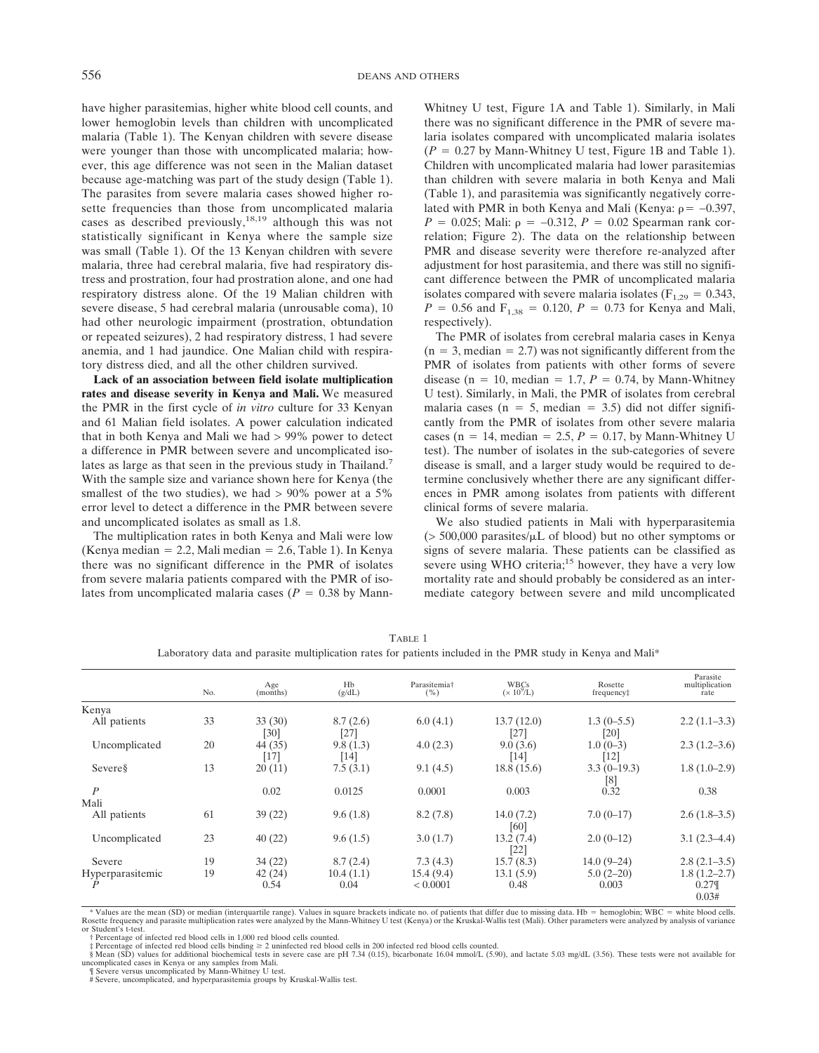have higher parasitemias, higher white blood cell counts, and lower hemoglobin levels than children with uncomplicated malaria (Table 1). The Kenyan children with severe disease were younger than those with uncomplicated malaria; however, this age difference was not seen in the Malian dataset because age-matching was part of the study design (Table 1). The parasites from severe malaria cases showed higher rosette frequencies than those from uncomplicated malaria cases as described previously,[18,19] although this was not statistically significant in Kenya where the sample size was small (Table 1). Of the 13 Kenyan children with severe malaria, three had cerebral malaria, five had respiratory distress and prostration, four had prostration alone, and one had respiratory distress alone. Of the 19 Malian children with severe disease, 5 had cerebral malaria (unrousable coma), 10 had other neurologic impairment (prostration, obtundation or repeated seizures), 2 had respiratory distress, 1 had severe anemia, and 1 had jaundice. One Malian child with respiratory distress died, and all the other children survived.

**Lack of an association between field isolate multiplication rates and disease severity in Kenya and Mali.** We measured the PMR in the first cycle of *in vitro* culture for 33 Kenyan and 61 Malian field isolates. A power calculation indicated that in both Kenya and Mali we had > 99% power to detect a difference in PMR between severe and uncomplicated isolates as large as that seen in the previous study in Thailand.[7] With the sample size and variance shown here for Kenya (the smallest of the two studies), we had > 90% power at a 5% error level to detect a difference in the PMR between severe and uncomplicated isolates as small as 1.8.

The multiplication rates in both Kenya and Mali were low (Kenya median = 2.2, Mali median = 2.6, Table 1). In Kenya there was no significant difference in the PMR of isolates from severe malaria patients compared with the PMR of isolates from uncomplicated malaria cases ($P$ = 0.38 by Mann-Whitney U test, Figure 1A and Table 1). Similarly, in Mali there was no significant difference in the PMR of severe malaria isolates compared with uncomplicated malaria isolates ($P$ = 0.27 by Mann-Whitney U test, Figure 1B and Table 1). Children with uncomplicated malaria had lower parasitemias than children with severe malaria in both Kenya and Mali (Table 1), and parasitemia was significantly negatively correlated with PMR in both Kenya and Mali (Kenya: $\rho = -0.397$, $P$ = 0.025; Mali: $\rho = -0.312$, $P$ = 0.02 Spearman rank correlation; Figure 2). The data on the relationship between PMR and disease severity were therefore re-analyzed after adjustment for host parasitemia, and there was still no significant difference between the PMR of uncomplicated malaria isolates compared with severe malaria isolates ($F_{1,29} = 0.343$, $P$ = 0.56 and $F_{1,38} = 0.120$, $P$ = 0.73 for Kenya and Mali, respectively).

The PMR of isolates from cerebral malaria cases in Kenya (n = 3, median = 2.7) was not significantly different from the PMR of isolates from patients with other forms of severe disease (n = 10, median = 1.7, $P$ = 0.74, by Mann-Whitney U test). Similarly, in Mali, the PMR of isolates from cerebral malaria cases (n = 5, median = 3.5) did not differ significantly from the PMR of isolates from other severe malaria cases (n = 14, median = 2.5, $P$ = 0.17, by Mann-Whitney U test). The number of isolates in the sub-categories of severe disease is small, and a larger study would be required to determine conclusively whether there are any significant differences in PMR among isolates from patients with different clinical forms of severe malaria.

We also studied patients in Mali with hyperparasitemia (> 500,000 parasites/μL of blood) but no other symptoms or signs of severe malaria. These patients can be classified as severe using WHO criteria;[15] however, they have a very low mortality rate and should probably be considered as an intermediate category between severe and mild uncomplicated

TABLE 1
Laboratory data and parasite multiplication rates for patients included in the PMR study in Kenya and Mali*

| | No. | Age (months) | Hb (g/dL) | Parasitemia† (%) | WBCs ($\times 10^9$/L) | Rosette frequency‡ | Parasite multiplication rate |
|---|---|---|---|---|---|---|---|
| Kenya | | | | | | | |
| All patients | 33 | 33 (30) [30] | 8.7 (2.6) [27] | 6.0 (4.1) | 13.7 (12.0) [27] | 1.3 (0–5.5) [20] | 2.2 (1.1–3.3) |
| Uncomplicated | 20 | 44 (35) [17] | 9.8 (1.3) [14] | 4.0 (2.3) | 9.0 (3.6) [14] | 1.0 (0–3) [12] | 2.3 (1.2–3.6) |
| Severe§ | 13 | 20 (11) | 7.5 (3.1) | 9.1 (4.5) | 18.8 (15.6) | 3.3 (0–19.3) [8] | 1.8 (1.0–2.9) |
| $P$ | | 0.02 | 0.0125 | 0.0001 | 0.003 | 0.32 | 0.38 |
| Mali | | | | | | | |
| All patients | 61 | 39 (22) | 9.6 (1.8) | 8.2 (7.8) | 14.0 (7.2) [60] | 7.0 (0–17) | 2.6 (1.8–3.5) |
| Uncomplicated | 23 | 40 (22) | 9.6 (1.5) | 3.0 (1.7) | 13.2 (7.4) [22] | 2.0 (0–12) | 3.1 (2.3–4.4) |
| Severe | 19 | 34 (22) | 8.7 (2.4) | 7.3 (4.3) | 15.7 (8.3) | 14.0 (9–24) | 2.8 (2.1–3.5) |
| Hyperparasitemic | 19 | 42 (24) | 10.4 (1.1) | 15.4 (9.4) | 13.1 (5.9) | 5.0 (2–20) | 1.8 (1.2–2.7) |
| $P$ | | 0.54 | 0.04 | < 0.0001 | 0.48 | 0.003 | 0.27¶ 0.03# |

\* Values are the mean (SD) or median (interquartile range). Values in square brackets indicate no. of patients that differ due to missing data. Hb = hemoglobin; WBC = white blood cells. Rosette frequency and parasite multiplication rates were analyzed by the Mann-Whitney U test (Kenya) or the Kruskal-Wallis test (Mali). Other parameters were analyzed by analysis of variance or Student's t-test.
† Percentage of infected red blood cells in 1,000 red blood cells counted.
‡ Percentage of infected red blood cells binding ≥ 2 uninfected red blood cells in 200 infected red blood cells counted.
§ Mean (SD) values for additional biochemical tests in severe case are pH 7.34 (0.15), bicarbonate 16.04 mmol/L (5.90), and lactate 5.03 mg/dL (3.56). These tests were not available for uncomplicated cases in Kenya or any samples from Mali.
¶ Severe versus uncomplicated by Mann-Whitney U test.
\# Severe, uncomplicated, and hyperparasitemia groups by Kruskal-Wallis test.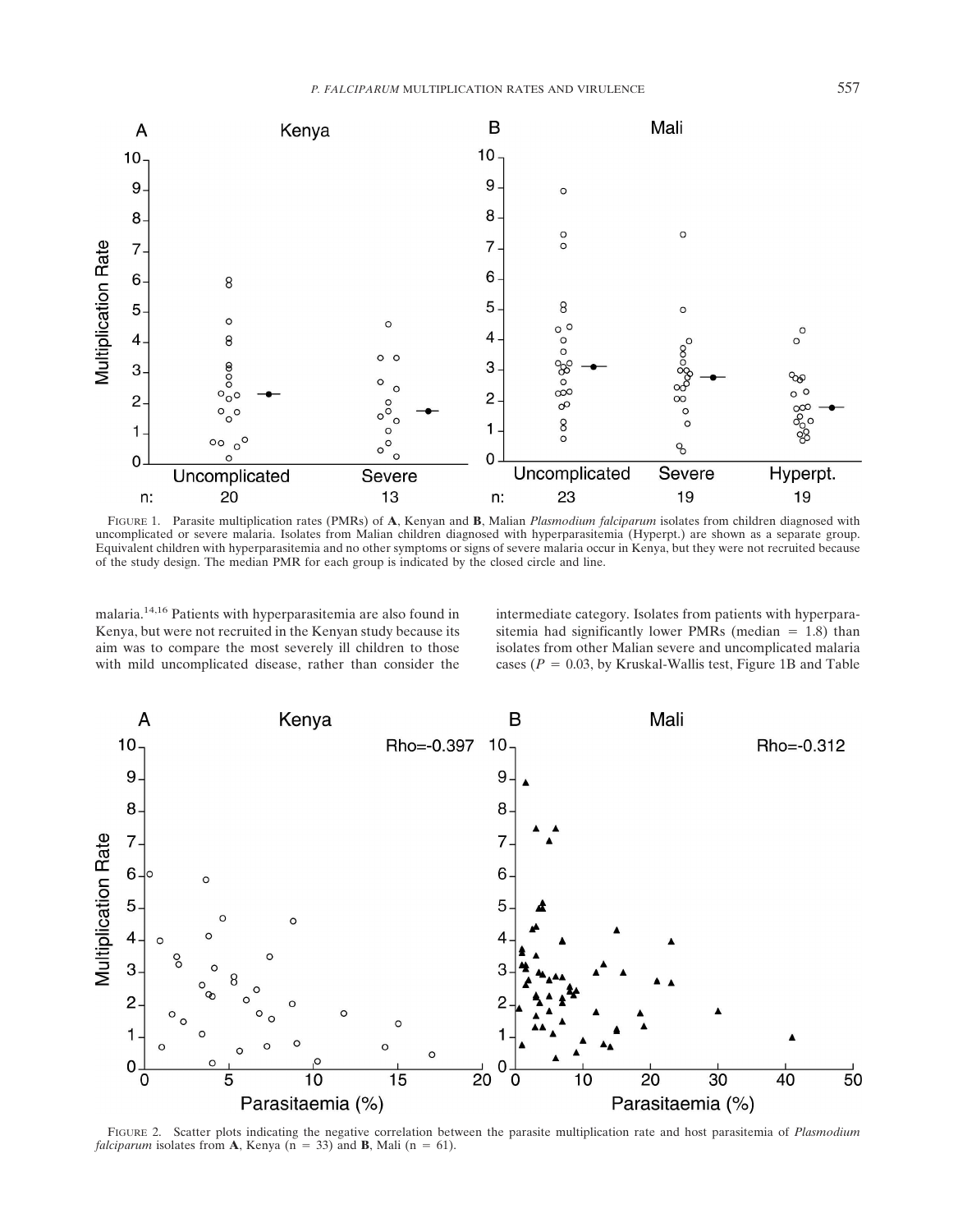FIGURE 1. Parasite multiplication rates (PMRs) of **A**, Kenyan and **B**, Malian *Plasmodium falciparum* isolates from children diagnosed with uncomplicated or severe malaria. Isolates from Malian children diagnosed with hyperparasitemia (Hyperpt.) are shown as a separate group. Equivalent children with hyperparasitemia and no other symptoms or signs of severe malaria occur in Kenya, but they were not recruited because of the study design. The median PMR for each group is indicated by the closed circle and line.

malaria.[14,16] Patients with hyperparasitemia are also found in Kenya, but were not recruited in the Kenyan study because its aim was to compare the most severely ill children to those with mild uncomplicated disease, rather than consider the intermediate category. Isolates from patients with hyperparasitemia had significantly lower PMRs (median = 1.8) than isolates from other Malian severe and uncomplicated malaria cases ($P = 0.03$, by Kruskal-Wallis test, Figure 1B and Table

FIGURE 2. Scatter plots indicating the negative correlation between the parasite multiplication rate and host parasitemia of *Plasmodium falciparum* isolates from **A**, Kenya (n = 33) and **B**, Mali (n = 61).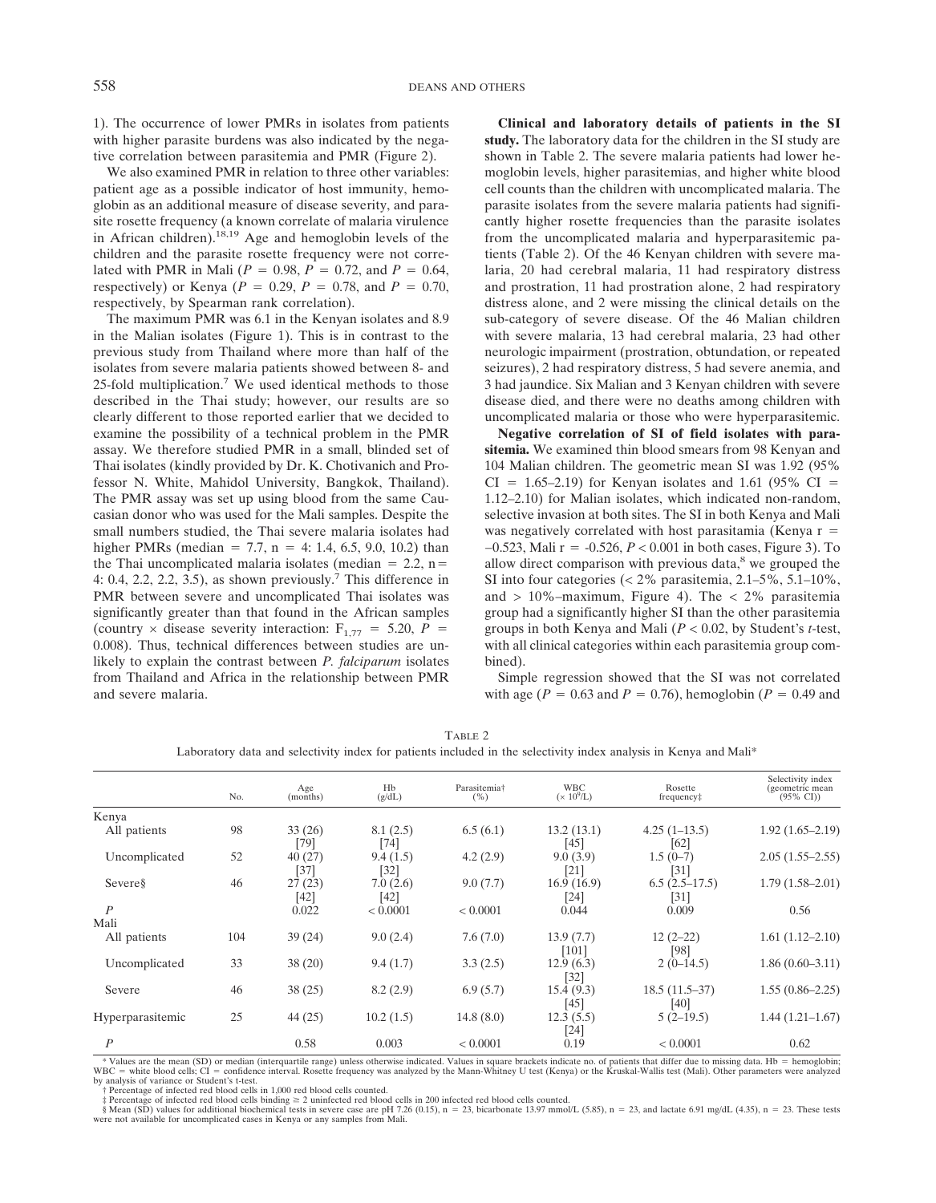1). The occurrence of lower PMRs in isolates from patients with higher parasite burdens was also indicated by the negative correlation between parasitemia and PMR (Figure 2).

We also examined PMR in relation to three other variables: patient age as a possible indicator of host immunity, hemoglobin as an additional measure of disease severity, and parasite rosette frequency (a known correlate of malaria virulence in African children).[18,19] Age and hemoglobin levels of the children and the parasite rosette frequency were not correlated with PMR in Mali ($P$ = 0.98, $P$ = 0.72, and $P$ = 0.64, respectively) or Kenya ($P$ = 0.29, $P$ = 0.78, and $P$ = 0.70, respectively, by Spearman rank correlation).

The maximum PMR was 6.1 in the Kenyan isolates and 8.9 in the Malian isolates (Figure 1). This is in contrast to the previous study from Thailand where more than half of the isolates from severe malaria patients showed between 8- and 25-fold multiplication.[7] We used identical methods to those described in the Thai study; however, our results are so clearly different to those reported earlier that we decided to examine the possibility of a technical problem in the PMR assay. We therefore studied PMR in a small, blinded set of Thai isolates (kindly provided by Dr. K. Chotivanich and Professor N. White, Mahidol University, Bangkok, Thailand). The PMR assay was set up using blood from the same Caucasian donor who was used for the Mali samples. Despite the small numbers studied, the Thai severe malaria isolates had higher PMRs (median = 7.7, n = 4: 1.4, 6.5, 9.0, 10.2) than the Thai uncomplicated malaria isolates (median = 2.2, n = 4: 0.4, 2.2, 2.2, 3.5), as shown previously.[7] This difference in PMR between severe and uncomplicated Thai isolates was significantly greater than that found in the African samples (country × disease severity interaction: $F_{1,77}$ = 5.20, $P$ = 0.008). Thus, technical differences between studies are unlikely to explain the contrast between *P. falciparum* isolates from Thailand and Africa in the relationship between PMR and severe malaria.

**Clinical and laboratory details of patients in the SI study.** The laboratory data for the children in the SI study are shown in Table 2. The severe malaria patients had lower hemoglobin levels, higher parasitemias, and higher white blood cell counts than the children with uncomplicated malaria. The parasite isolates from the severe malaria patients had significantly higher rosette frequencies than the parasite isolates from the uncomplicated malaria and hyperparasitemic patients (Table 2). Of the 46 Kenyan children with severe malaria, 20 had cerebral malaria, 11 had respiratory distress and prostration, 11 had prostration alone, 2 had respiratory distress alone, and 2 were missing the clinical details on the sub-category of severe disease. Of the 46 Malian children with severe malaria, 13 had cerebral malaria, 23 had other neurologic impairment (prostration, obtundation, or repeated seizures), 2 had respiratory distress, 5 had severe anemia, and 3 had jaundice. Six Malian and 3 Kenyan children with severe disease died, and there were no deaths among children with uncomplicated malaria or those who were hyperparasitemic.

**Negative correlation of SI of field isolates with parasitemia.** We examined thin blood smears from 98 Kenyan and 104 Malian children. The geometric mean SI was 1.92 (95% CI = 1.65–2.19) for Kenyan isolates and 1.61 (95% CI = 1.12–2.10) for Malian isolates, which indicated non-random, selective invasion at both sites. The SI in both Kenya and Mali was negatively correlated with host parasitamia (Kenya r = –0.523, Mali r = -0.526, $P < 0.001$ in both cases, Figure 3). To allow direct comparison with previous data,[8] we grouped the SI into four categories (< 2% parasitemia, 2.1–5%, 5.1–10%, and > 10%–maximum, Figure 4). The < 2% parasitemia group had a significantly higher SI than the other parasitemia groups in both Kenya and Mali ($P < 0.02$, by Student's *t*-test, with all clinical categories within each parasitemia group combined).

Simple regression showed that the SI was not correlated with age ($P$ = 0.63 and $P$ = 0.76), hemoglobin ($P$ = 0.49 and

TABLE 2
Laboratory data and selectivity index for patients included in the selectivity index analysis in Kenya and Mali*

| | No. | Age (months) | Hb (g/dL) | Parasitemia† (%) | WBC ($\times 10^9$/L) | Rosette frequency‡ | Selectivity index (geometric mean (95% CI)) |
|---|---|---|---|---|---|---|---|
| Kenya | | | | | | | |
| All patients | 98 | 33 (26) [79] | 8.1 (2.5) [74] | 6.5 (6.1) | 13.2 (13.1) [45] | 4.25 (1–13.5) [62] | 1.92 (1.65–2.19) |
| Uncomplicated | 52 | 40 (27) [37] | 9.4 (1.5) [32] | 4.2 (2.9) | 9.0 (3.9) [21] | 1.5 (0–7) [31] | 2.05 (1.55–2.55) |
| Severe§ | 46 | 27 (23) [42] | 7.0 (2.6) [42] | 9.0 (7.7) | 16.9 (16.9) [24] | 6.5 (2.5–17.5) [31] | 1.79 (1.58–2.01) |
| $P$ | | 0.022 | < 0.0001 | < 0.0001 | 0.044 | 0.009 | 0.56 |
| Mali | | | | | | | |
| All patients | 104 | 39 (24) | 9.0 (2.4) | 7.6 (7.0) | 13.9 (7.7) [101] | 12 (2–22) [98] | 1.61 (1.12–2.10) |
| Uncomplicated | 33 | 38 (20) | 9.4 (1.7) | 3.3 (2.5) | 12.9 (6.3) [32] | 2 (0–14.5) | 1.86 (0.60–3.11) |
| Severe | 46 | 38 (25) | 8.2 (2.9) | 6.9 (5.7) | 15.4 (9.3) [45] | 18.5 (11.5–37) [40] | 1.55 (0.86–2.25) |
| Hyperparasitemic | 25 | 44 (25) | 10.2 (1.5) | 14.8 (8.0) | 12.3 (5.5) [24] | 5 (2–19.5) | 1.44 (1.21–1.67) |
| $P$ | | 0.58 | 0.003 | < 0.0001 | 0.19 | < 0.0001 | 0.62 |

* Values are the mean (SD) or median (interquartile range) unless otherwise indicated. Values in square brackets indicate no. of patients that differ due to missing data. Hb = hemoglobin; WBC = white blood cells; CI = confidence interval. Rosette frequency was analyzed by the Mann-Whitney U test (Kenya) or the Kruskal-Wallis test (Mali). Other parameters were analyzed by analysis of variance or Student's t-test.
† Percentage of infected red blood cells in 1,000 red blood cells counted.
‡ Percentage of infected red blood cells binding ≥ 2 uninfected red blood cells in 200 infected red blood cells counted.
§ Mean (SD) values for additional biochemical tests in severe case are pH 7.26 (0.15), n = 23, bicarbonate 13.97 mmol/L (5.85), n = 23, and lactate 6.91 mg/dL (4.35), n = 23. These tests were not available for uncomplicated cases in Kenya or any samples from Mali.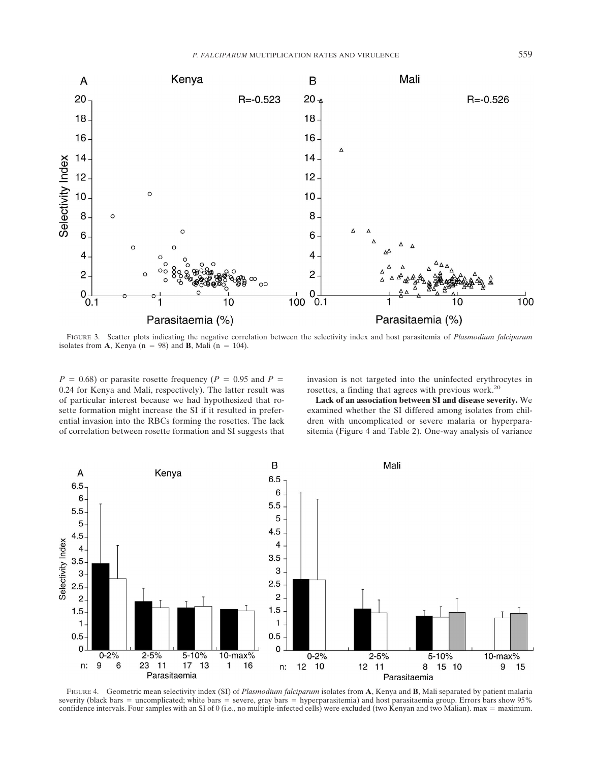FIGURE 3. Scatter plots indicating the negative correlation between the selectivity index and host parasitemia of *Plasmodium falciparum* isolates from **A**, Kenya (n = 98) and **B**, Mali (n = 104).

$P$ = 0.68) or parasite rosette frequency ($P$ = 0.95 and $P$ = 0.24 for Kenya and Mali, respectively). The latter result was of particular interest because we had hypothesized that rosette formation might increase the SI if it resulted in preferential invasion into the RBCs forming the rosettes. The lack of correlation between rosette formation and SI suggests that invasion is not targeted into the uninfected erythrocytes in rosettes, a finding that agrees with previous work.[20]

**Lack of an association between SI and disease severity.** We examined whether the SI differed among isolates from children with uncomplicated or severe malaria or hyperparasitemia (Figure 4 and Table 2). One-way analysis of variance

FIGURE 4. Geometric mean selectivity index (SI) of *Plasmodium falciparum* isolates from **A**, Kenya and **B**, Mali separated by patient malaria severity (black bars = uncomplicated; white bars = severe, gray bars = hyperparasitemia) and host parasitaemia group. Errors bars show 95% confidence intervals. Four samples with an SI of 0 (i.e., no multiple-infected cells) were excluded (two Kenyan and two Malian). max = maximum.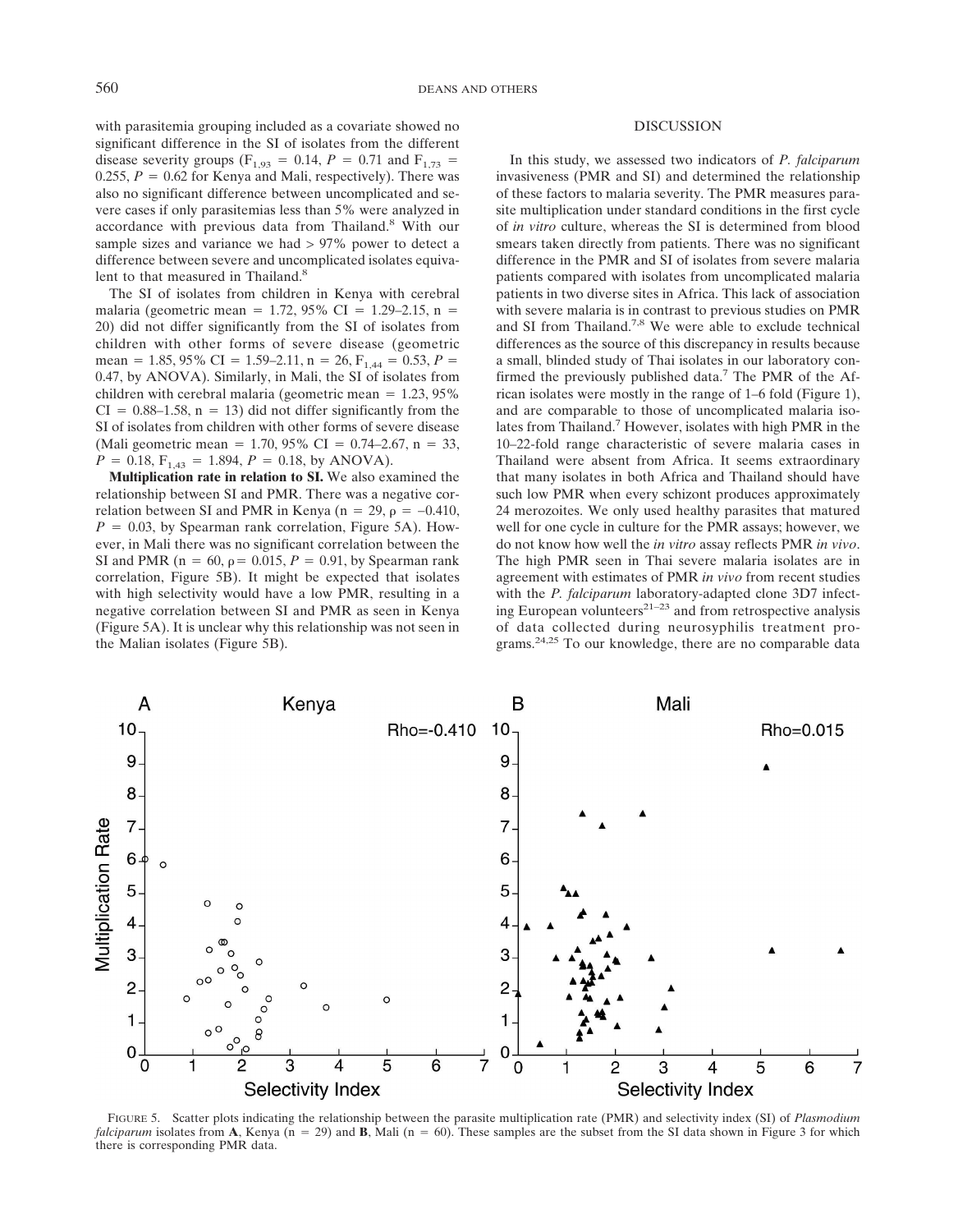with parasitemia grouping included as a covariate showed no significant difference in the SI of isolates from the different disease severity groups ($F_{1,93} = 0.14$, $P = 0.71$ and $F_{1,73} = 0.255$, $P = 0.62$ for Kenya and Mali, respectively). There was also no significant difference between uncomplicated and severe cases if only parasitemias less than 5% were analyzed in accordance with previous data from Thailand.[8] With our sample sizes and variance we had > 97% power to detect a difference between severe and uncomplicated isolates equivalent to that measured in Thailand.[8]

The SI of isolates from children in Kenya with cerebral malaria (geometric mean = 1.72, 95% CI = 1.29–2.15, n = 20) did not differ significantly from the SI of isolates from children with other forms of severe disease (geometric mean = 1.85, 95% CI = 1.59–2.11, n = 26, $F_{1,44} = 0.53$, $P = 0.47$, by ANOVA). Similarly, in Mali, the SI of isolates from children with cerebral malaria (geometric mean = 1.23, 95% CI = 0.88–1.58, n = 13) did not differ significantly from the SI of isolates from children with other forms of severe disease (Mali geometric mean = 1.70, 95% CI = 0.74–2.67, n = 33, $P = 0.18$, $F_{1,43} = 1.894$, $P = 0.18$, by ANOVA).

**Multiplication rate in relation to SI.** We also examined the relationship between SI and PMR. There was a negative correlation between SI and PMR in Kenya (n = 29, $\rho = -0.410$, $P = 0.03$, by Spearman rank correlation, Figure 5A). However, in Mali there was no significant correlation between the SI and PMR (n = 60, $\rho = 0.015$, $P = 0.91$, by Spearman rank correlation, Figure 5B). It might be expected that isolates with high selectivity would have a low PMR, resulting in a negative correlation between SI and PMR as seen in Kenya (Figure 5A). It is unclear why this relationship was not seen in the Malian isolates (Figure 5B).

## DISCUSSION

In this study, we assessed two indicators of *P. falciparum* invasiveness (PMR and SI) and determined the relationship of these factors to malaria severity. The PMR measures parasite multiplication under standard conditions in the first cycle of *in vitro* culture, whereas the SI is determined from blood smears taken directly from patients. There was no significant difference in the PMR and SI of isolates from severe malaria patients compared with isolates from uncomplicated malaria patients in two diverse sites in Africa. This lack of association with severe malaria is in contrast to previous studies on PMR and SI from Thailand.[7,8] We were able to exclude technical differences as the source of this discrepancy in results because a small, blinded study of Thai isolates in our laboratory confirmed the previously published data.[7] The PMR of the African isolates were mostly in the range of 1–6 fold (Figure 1), and are comparable to those of uncomplicated malaria isolates from Thailand.[7] However, isolates with high PMR in the 10–22-fold range characteristic of severe malaria cases in Thailand were absent from Africa. It seems extraordinary that many isolates in both Africa and Thailand should have such low PMR when every schizont produces approximately 24 merozoites. We only used healthy parasites that matured well for one cycle in culture for the PMR assays; however, we do not know how well the *in vitro* assay reflects PMR *in vivo*. The high PMR seen in Thai severe malaria isolates are in agreement with estimates of PMR *in vivo* from recent studies with the *P. falciparum* laboratory-adapted clone 3D7 infecting European volunteers[21–23] and from retrospective analysis of data collected during neurosyphilis treatment programs.[24,25] To our knowledge, there are no comparable data

FIGURE 5. Scatter plots indicating the relationship between the parasite multiplication rate (PMR) and selectivity index (SI) of *Plasmodium falciparum* isolates from **A**, Kenya (n = 29) and **B**, Mali (n = 60). These samples are the subset from the SI data shown in Figure 3 for which there is corresponding PMR data.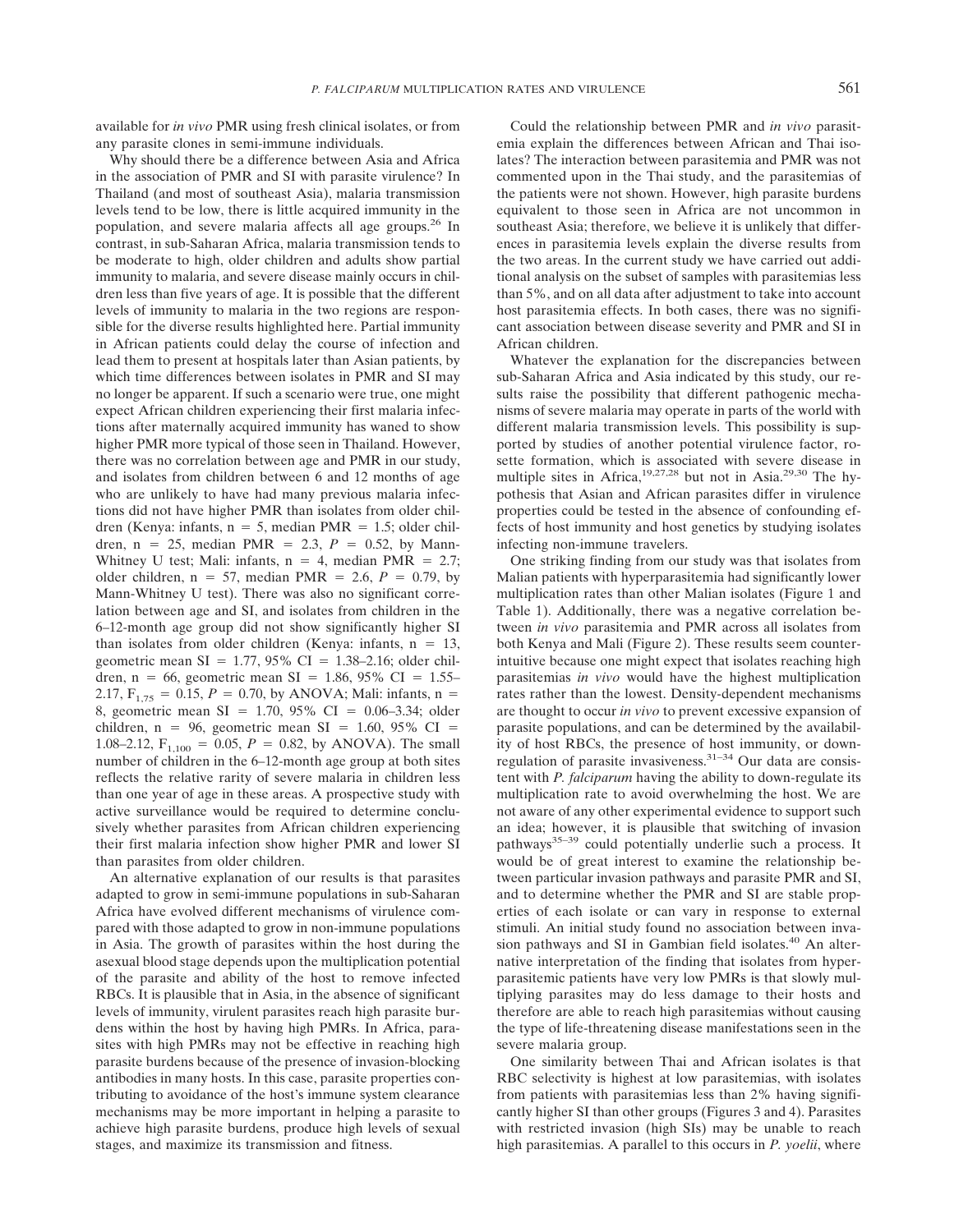available for *in vivo* PMR using fresh clinical isolates, or from any parasite clones in semi-immune individuals.

Why should there be a difference between Asia and Africa in the association of PMR and SI with parasite virulence? In Thailand (and most of southeast Asia), malaria transmission levels tend to be low, there is little acquired immunity in the population, and severe malaria affects all age groups.[26] In contrast, in sub-Saharan Africa, malaria transmission tends to be moderate to high, older children and adults show partial immunity to malaria, and severe disease mainly occurs in children less than five years of age. It is possible that the different levels of immunity to malaria in the two regions are responsible for the diverse results highlighted here. Partial immunity in African patients could delay the course of infection and lead them to present at hospitals later than Asian patients, by which time differences between isolates in PMR and SI may no longer be apparent. If such a scenario were true, one might expect African children experiencing their first malaria infections after maternally acquired immunity has waned to show higher PMR more typical of those seen in Thailand. However, there was no correlation between age and PMR in our study, and isolates from children between 6 and 12 months of age who are unlikely to have had many previous malaria infections did not have higher PMR than isolates from older children (Kenya: infants, n = 5, median PMR = 1.5; older children, n = 25, median PMR = 2.3, $P$ = 0.52, by Mann-Whitney U test; Mali: infants, n = 4, median PMR = 2.7; older children, n = 57, median PMR = 2.6, $P$ = 0.79, by Mann-Whitney U test). There was also no significant correlation between age and SI, and isolates from children in the 6–12-month age group did not show significantly higher SI than isolates from older children (Kenya: infants, n = 13, geometric mean SI = 1.77, 95% CI = 1.38–2.16; older children, n = 66, geometric mean SI = 1.86, 95% CI = 1.55–2.17, $F_{1,75}$ = 0.15, $P$ = 0.70, by ANOVA; Mali: infants, n = 8, geometric mean SI = 1.70, 95% CI = 0.06–3.34; older children, n = 96, geometric mean SI = 1.60, 95% CI = 1.08–2.12, $F_{1,100}$ = 0.05, $P$ = 0.82, by ANOVA). The small number of children in the 6–12-month age group at both sites reflects the relative rarity of severe malaria in children less than one year of age in these areas. A prospective study with active surveillance would be required to determine conclusively whether parasites from African children experiencing their first malaria infection show higher PMR and lower SI than parasites from older children.

An alternative explanation of our results is that parasites adapted to grow in semi-immune populations in sub-Saharan Africa have evolved different mechanisms of virulence compared with those adapted to grow in non-immune populations in Asia. The growth of parasites within the host during the asexual blood stage depends upon the multiplication potential of the parasite and ability of the host to remove infected RBCs. It is plausible that in Asia, in the absence of significant levels of immunity, virulent parasites reach high parasite burdens within the host by having high PMRs. In Africa, parasites with high PMRs may not be effective in reaching high parasite burdens because of the presence of invasion-blocking antibodies in many hosts. In this case, parasite properties contributing to avoidance of the host's immune system clearance mechanisms may be more important in helping a parasite to achieve high parasite burdens, produce high levels of sexual stages, and maximize its transmission and fitness.

Could the relationship between PMR and *in vivo* parasitemia explain the differences between African and Thai isolates? The interaction between parasitemia and PMR was not commented upon in the Thai study, and the parasitemias of the patients were not shown. However, high parasite burdens equivalent to those seen in Africa are not uncommon in southeast Asia; therefore, we believe it is unlikely that differences in parasitemia levels explain the diverse results from the two areas. In the current study we have carried out additional analysis on the subset of samples with parasitemias less than 5%, and on all data after adjustment to take into account host parasitemia effects. In both cases, there was no significant association between disease severity and PMR and SI in African children.

Whatever the explanation for the discrepancies between sub-Saharan Africa and Asia indicated by this study, our results raise the possibility that different pathogenic mechanisms of severe malaria may operate in parts of the world with different malaria transmission levels. This possibility is supported by studies of another potential virulence factor, rosette formation, which is associated with severe disease in multiple sites in Africa,[19,27,28] but not in Asia.[29,30] The hypothesis that Asian and African parasites differ in virulence properties could be tested in the absence of confounding effects of host immunity and host genetics by studying isolates infecting non-immune travelers.

One striking finding from our study was that isolates from Malian patients with hyperparasitemia had significantly lower multiplication rates than other Malian isolates (Figure 1 and Table 1). Additionally, there was a negative correlation between *in vivo* parasitemia and PMR across all isolates from both Kenya and Mali (Figure 2). These results seem counterintuitive because one might expect that isolates reaching high parasitemias *in vivo* would have the highest multiplication rates rather than the lowest. Density-dependent mechanisms are thought to occur *in vivo* to prevent excessive expansion of parasite populations, and can be determined by the availability of host RBCs, the presence of host immunity, or down-regulation of parasite invasiveness.[31–34] Our data are consistent with *P. falciparum* having the ability to down-regulate its multiplication rate to avoid overwhelming the host. We are not aware of any other experimental evidence to support such an idea; however, it is plausible that switching of invasion pathways[35–39] could potentially underlie such a process. It would be of great interest to examine the relationship between particular invasion pathways and parasite PMR and SI, and to determine whether the PMR and SI are stable properties of each isolate or can vary in response to external stimuli. An initial study found no association between invasion pathways and SI in Gambian field isolates.[40] An alternative interpretation of the finding that isolates from hyperparasitemic patients have very low PMRs is that slowly multiplying parasites may do less damage to their hosts and therefore are able to reach high parasitemias without causing the type of life-threatening disease manifestations seen in the severe malaria group.

One similarity between Thai and African isolates is that RBC selectivity is highest at low parasitemias, with isolates from patients with parasitemias less than 2% having significantly higher SI than other groups (Figures 3 and 4). Parasites with restricted invasion (high SIs) may be unable to reach high parasitemias. A parallel to this occurs in *P. yoelii*, where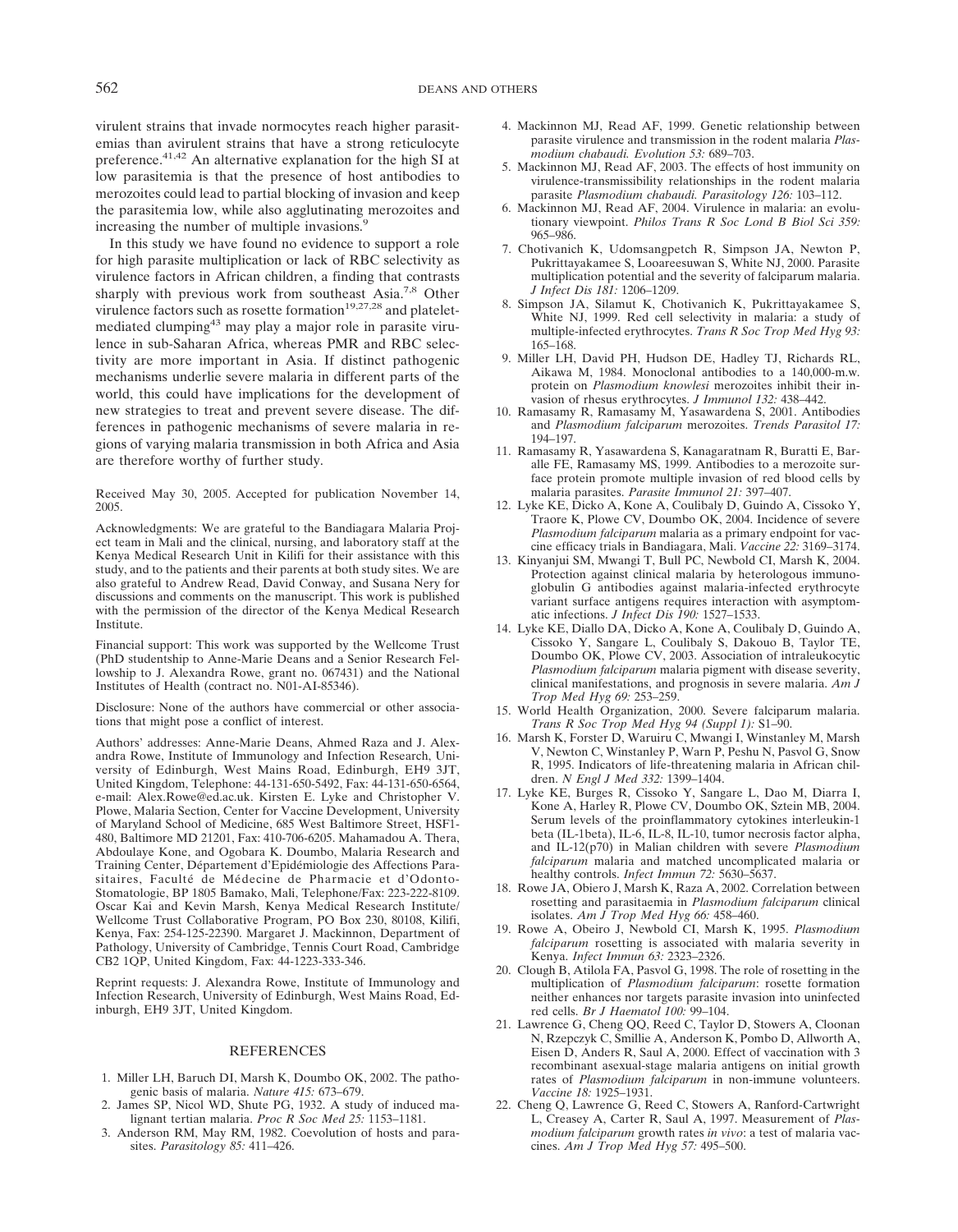virulent strains that invade normocytes reach higher parasitemias than avirulent strains that have a strong reticulocyte preference.[41,42] An alternative explanation for the high SI at low parasitemia is that the presence of host antibodies to merozoites could lead to partial blocking of invasion and keep the parasitemia low, while also agglutinating merozoites and increasing the number of multiple invasions.[9]

In this study we have found no evidence to support a role for high parasite multiplication or lack of RBC selectivity as virulence factors in African children, a finding that contrasts sharply with previous work from southeast Asia.[7,8] Other virulence factors such as rosette formation[19,27,28] and platelet-mediated clumping[43] may play a major role in parasite virulence in sub-Saharan Africa, whereas PMR and RBC selectivity are more important in Asia. If distinct pathogenic mechanisms underlie severe malaria in different parts of the world, this could have implications for the development of new strategies to treat and prevent severe disease. The differences in pathogenic mechanisms of severe malaria in regions of varying malaria transmission in both Africa and Asia are therefore worthy of further study.

Received May 30, 2005. Accepted for publication November 14, 2005.

Acknowledgments: We are grateful to the Bandiagara Malaria Project team in Mali and the clinical, nursing, and laboratory staff at the Kenya Medical Research Unit in Kilifi for their assistance with this study, and to the patients and their parents at both study sites. We are also grateful to Andrew Read, David Conway, and Susana Nery for discussions and comments on the manuscript. This work is published with the permission of the director of the Kenya Medical Research Institute.

Financial support: This work was supported by the Wellcome Trust (PhD studentship to Anne-Marie Deans and a Senior Research Fellowship to J. Alexandra Rowe, grant no. 067431) and the National Institutes of Health (contract no. N01-AI-85346).

Disclosure: None of the authors have commercial or other associations that might pose a conflict of interest.

Authors' addresses: Anne-Marie Deans, Ahmed Raza and J. Alexandra Rowe, Institute of Immunology and Infection Research, University of Edinburgh, West Mains Road, Edinburgh, EH9 3JT, United Kingdom, Telephone: 44-131-650-5492, Fax: 44-131-650-6564, e-mail: Alex.Rowe@ed.ac.uk. Kirsten E. Lyke and Christopher V. Plowe, Malaria Section, Center for Vaccine Development, University of Maryland School of Medicine, 685 West Baltimore Street, HSF1-480, Baltimore MD 21201, Fax: 410-706-6205. Mahamadou A. Thera, Abdoulaye Kone, and Ogobara K. Doumbo, Malaria Research and Training Center, Département d'Epidémiologie des Affections Parasitaires, Faculté de Médecine de Pharmacie et d'Odonto-Stomatologie, BP 1805 Bamako, Mali, Telephone/Fax: 223-222-8109. Oscar Kai and Kevin Marsh, Kenya Medical Research Institute/Wellcome Trust Collaborative Program, PO Box 230, 80108, Kilifi, Kenya, Fax: 254-125-22390. Margaret J. Mackinnon, Department of Pathology, University of Cambridge, Tennis Court Road, Cambridge CB2 1QP, United Kingdom, Fax: 44-1223-333-346.

Reprint requests: J. Alexandra Rowe, Institute of Immunology and Infection Research, University of Edinburgh, West Mains Road, Edinburgh, EH9 3JT, United Kingdom.

## REFERENCES

1. Miller LH, Baruch DI, Marsh K, Doumbo OK, 2002. The pathogenic basis of malaria. *Nature 415:* 673–679.
2. James SP, Nicol WD, Shute PG, 1932. A study of induced malignant tertian malaria. *Proc R Soc Med 25:* 1153–1181.
3. Anderson RM, May RM, 1982. Coevolution of hosts and parasites. *Parasitology 85:* 411–426.
4. Mackinnon MJ, Read AF, 1999. Genetic relationship between parasite virulence and transmission in the rodent malaria *Plasmodium chabaudi. Evolution 53:* 689–703.
5. Mackinnon MJ, Read AF, 2003. The effects of host immunity on virulence-transmissibility relationships in the rodent malaria parasite *Plasmodium chabaudi. Parasitology 126:* 103–112.
6. Mackinnon MJ, Read AF, 2004. Virulence in malaria: an evolutionary viewpoint. *Philos Trans R Soc Lond B Biol Sci 359:* 965–986.
7. Chotivanich K, Udomsangpetch R, Simpson JA, Newton P, Pukrittayakamee S, Looareesuwan S, White NJ, 2000. Parasite multiplication potential and the severity of falciparum malaria. *J Infect Dis 181:* 1206–1209.
8. Simpson JA, Silamut K, Chotivanich K, Pukrittayakamee S, White NJ, 1999. Red cell selectivity in malaria: a study of multiple-infected erythrocytes. *Trans R Soc Trop Med Hyg 93:* 165–168.
9. Miller LH, David PH, Hudson DE, Hadley TJ, Richards RL, Aikawa M, 1984. Monoclonal antibodies to a 140,000-m.w. protein on *Plasmodium knowlesi* merozoites inhibit their invasion of rhesus erythrocytes. *J Immunol 132:* 438–442.
10. Ramasamy R, Ramasamy M, Yasawardena S, 2001. Antibodies and *Plasmodium falciparum* merozoites. *Trends Parasitol 17:* 194–197.
11. Ramasamy R, Yasawardena S, Kanagaratnam R, Buratti E, Baralle FE, Ramasamy MS, 1999. Antibodies to a merozoite surface protein promote multiple invasion of red blood cells by malaria parasites. *Parasite Immunol 21:* 397–407.
12. Lyke KE, Dicko A, Kone A, Coulibaly D, Guindo A, Cissoko Y, Traore K, Plowe CV, Doumbo OK, 2004. Incidence of severe *Plasmodium falciparum* malaria as a primary endpoint for vaccine efficacy trials in Bandiagara, Mali. *Vaccine 22:* 3169–3174.
13. Kinyanjui SM, Mwangi T, Bull PC, Newbold CI, Marsh K, 2004. Protection against clinical malaria by heterologous immunoglobulin G antibodies against malaria-infected erythrocyte variant surface antigens requires interaction with asymptomatic infections. *J Infect Dis 190:* 1527–1533.
14. Lyke KE, Diallo DA, Dicko A, Kone A, Coulibaly D, Guindo A, Cissoko Y, Sangare L, Coulibaly S, Dakouo B, Taylor TE, Doumbo OK, Plowe CV, 2003. Association of intraleukocytic *Plasmodium falciparum* malaria pigment with disease severity, clinical manifestations, and prognosis in severe malaria. *Am J Trop Med Hyg 69:* 253–259.
15. World Health Organization, 2000. Severe falciparum malaria. *Trans R Soc Trop Med Hyg 94 (Suppl 1):* S1–90.
16. Marsh K, Forster D, Waruiru C, Mwangi I, Winstanley M, Marsh V, Newton C, Winstanley P, Warn P, Peshu N, Pasvol G, Snow R, 1995. Indicators of life-threatening malaria in African children. *N Engl J Med 332:* 1399–1404.
17. Lyke KE, Burges R, Cissoko Y, Sangare L, Dao M, Diarra I, Kone A, Harley R, Plowe CV, Doumbo OK, Sztein MB, 2004. Serum levels of the proinflammatory cytokines interleukin-1 beta (IL-1beta), IL-6, IL-8, IL-10, tumor necrosis factor alpha, and IL-12(p70) in Malian children with severe *Plasmodium falciparum* malaria and matched uncomplicated malaria or healthy controls. *Infect Immun 72:* 5630–5637.
18. Rowe JA, Obiero J, Marsh K, Raza A, 2002. Correlation between rosetting and parasitaemia in *Plasmodium falciparum* clinical isolates. *Am J Trop Med Hyg 66:* 458–460.
19. Rowe A, Obeiro J, Newbold CI, Marsh K, 1995. *Plasmodium falciparum* rosetting is associated with malaria severity in Kenya. *Infect Immun 63:* 2323–2326.
20. Clough B, Atilola FA, Pasvol G, 1998. The role of rosetting in the multiplication of *Plasmodium falciparum*: rosette formation neither enhances nor targets parasite invasion into uninfected red cells. *Br J Haematol 100:* 99–104.
21. Lawrence G, Cheng QQ, Reed C, Taylor D, Stowers A, Cloonan N, Rzepczyk C, Smillie A, Anderson K, Pombo D, Allworth A, Eisen D, Anders R, Saul A, 2000. Effect of vaccination with 3 recombinant asexual-stage malaria antigens on initial growth rates of *Plasmodium falciparum* in non-immune volunteers. *Vaccine 18:* 1925–1931.
22. Cheng Q, Lawrence G, Reed C, Stowers A, Ranford-Cartwright L, Creasey A, Carter R, Saul A, 1997. Measurement of *Plasmodium falciparum* growth rates *in vivo*: a test of malaria vaccines. *Am J Trop Med Hyg 57:* 495–500.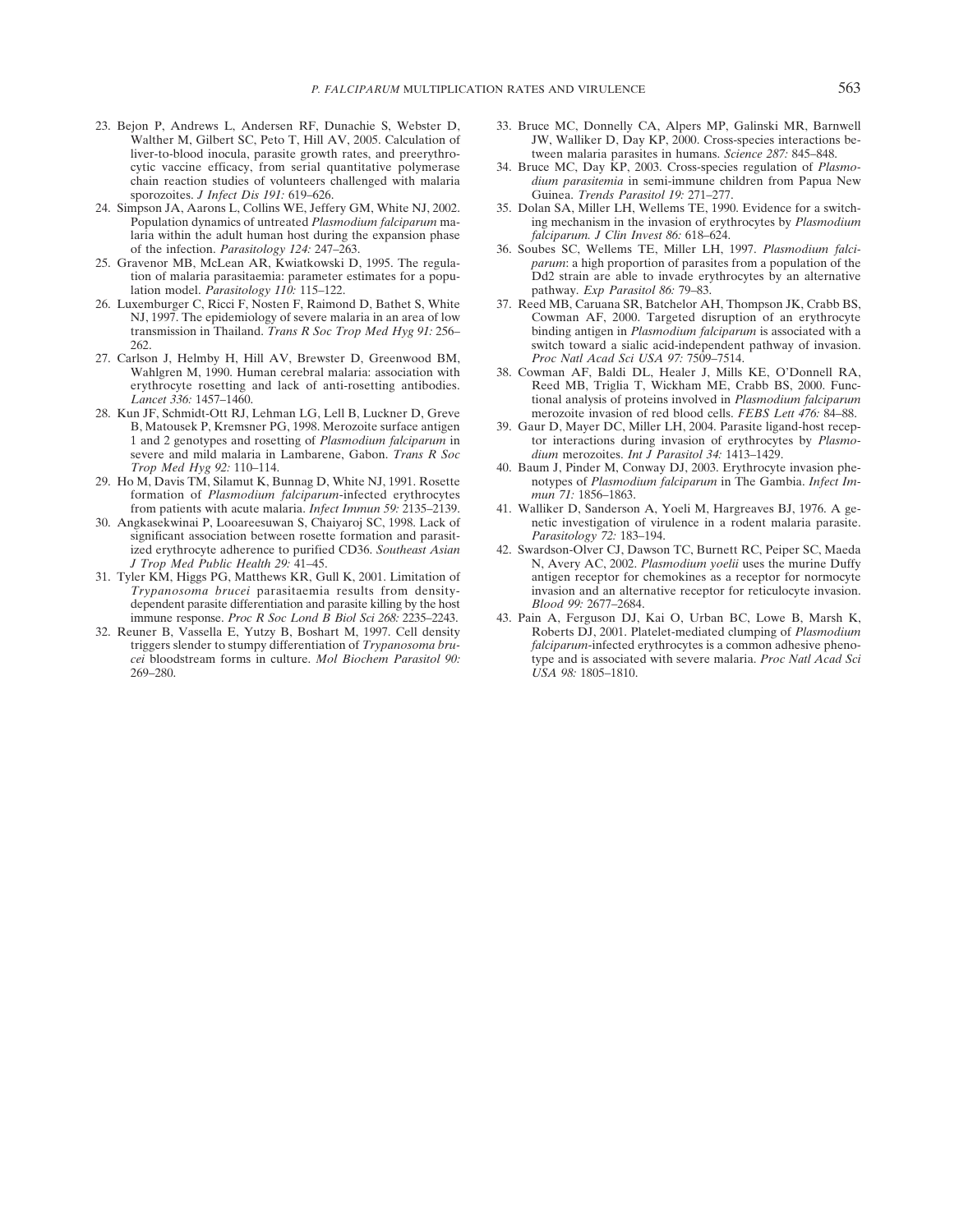23. Bejon P, Andrews L, Andersen RF, Dunachie S, Webster D, Walther M, Gilbert SC, Peto T, Hill AV, 2005. Calculation of liver-to-blood inocula, parasite growth rates, and preerythrocytic vaccine efficacy, from serial quantitative polymerase chain reaction studies of volunteers challenged with malaria sporozoites. *J Infect Dis 191:* 619–626.
24. Simpson JA, Aarons L, Collins WE, Jeffery GM, White NJ, 2002. Population dynamics of untreated *Plasmodium falciparum* malaria within the adult human host during the expansion phase of the infection. *Parasitology 124:* 247–263.
25. Gravenor MB, McLean AR, Kwiatkowski D, 1995. The regulation of malaria parasitaemia: parameter estimates for a population model. *Parasitology 110:* 115–122.
26. Luxemburger C, Ricci F, Nosten F, Raimond D, Bathet S, White NJ, 1997. The epidemiology of severe malaria in an area of low transmission in Thailand. *Trans R Soc Trop Med Hyg 91:* 256–262.
27. Carlson J, Helmby H, Hill AV, Brewster D, Greenwood BM, Wahlgren M, 1990. Human cerebral malaria: association with erythrocyte rosetting and lack of anti-rosetting antibodies. *Lancet 336:* 1457–1460.
28. Kun JF, Schmidt-Ott RJ, Lehman LG, Lell B, Luckner D, Greve B, Matousek P, Kremsner PG, 1998. Merozoite surface antigen 1 and 2 genotypes and rosetting of *Plasmodium falciparum* in severe and mild malaria in Lambarene, Gabon. *Trans R Soc Trop Med Hyg 92:* 110–114.
29. Ho M, Davis TM, Silamut K, Bunnag D, White NJ, 1991. Rosette formation of *Plasmodium falciparum*-infected erythrocytes from patients with acute malaria. *Infect Immun 59:* 2135–2139.
30. Angkasekwinai P, Looareesuwan S, Chaiyaroj SC, 1998. Lack of significant association between rosette formation and parasitized erythrocyte adherence to purified CD36. *Southeast Asian J Trop Med Public Health 29:* 41–45.
31. Tyler KM, Higgs PG, Matthews KR, Gull K, 2001. Limitation of *Trypanosoma brucei* parasitaemia results from density-dependent parasite differentiation and parasite killing by the host immune response. *Proc R Soc Lond B Biol Sci 268:* 2235–2243.
32. Reuner B, Vassella E, Yutzy B, Boshart M, 1997. Cell density triggers slender to stumpy differentiation of *Trypanosoma brucei* bloodstream forms in culture. *Mol Biochem Parasitol 90:* 269–280.
33. Bruce MC, Donnelly CA, Alpers MP, Galinski MR, Barnwell JW, Walliker D, Day KP, 2000. Cross-species interactions between malaria parasites in humans. *Science 287:* 845–848.
34. Bruce MC, Day KP, 2003. Cross-species regulation of *Plasmodium parasitemia* in semi-immune children from Papua New Guinea. *Trends Parasitol 19:* 271–277.
35. Dolan SA, Miller LH, Wellems TE, 1990. Evidence for a switching mechanism in the invasion of erythrocytes by *Plasmodium falciparum. J Clin Invest 86:* 618–624.
36. Soubes SC, Wellems TE, Miller LH, 1997. *Plasmodium falciparum*: a high proportion of parasites from a population of the Dd2 strain are able to invade erythrocytes by an alternative pathway. *Exp Parasitol 86:* 79–83.
37. Reed MB, Caruana SR, Batchelor AH, Thompson JK, Crabb BS, Cowman AF, 2000. Targeted disruption of an erythrocyte binding antigen in *Plasmodium falciparum* is associated with a switch toward a sialic acid-independent pathway of invasion. *Proc Natl Acad Sci USA 97:* 7509–7514.
38. Cowman AF, Baldi DL, Healer J, Mills KE, O'Donnell RA, Reed MB, Triglia T, Wickham ME, Crabb BS, 2000. Functional analysis of proteins involved in *Plasmodium falciparum* merozoite invasion of red blood cells. *FEBS Lett 476:* 84–88.
39. Gaur D, Mayer DC, Miller LH, 2004. Parasite ligand-host receptor interactions during invasion of erythrocytes by *Plasmodium* merozoites. *Int J Parasitol 34:* 1413–1429.
40. Baum J, Pinder M, Conway DJ, 2003. Erythrocyte invasion phenotypes of *Plasmodium falciparum* in The Gambia. *Infect Immun 71:* 1856–1863.
41. Walliker D, Sanderson A, Yoeli M, Hargreaves BJ, 1976. A genetic investigation of virulence in a rodent malaria parasite. *Parasitology 72:* 183–194.
42. Swardson-Olver CJ, Dawson TC, Burnett RC, Peiper SC, Maeda N, Avery AC, 2002. *Plasmodium yoelii* uses the murine Duffy antigen receptor for chemokines as a receptor for normocyte invasion and an alternative receptor for reticulocyte invasion. *Blood 99:* 2677–2684.
43. Pain A, Ferguson DJ, Kai O, Urban BC, Lowe B, Marsh K, Roberts DJ, 2001. Platelet-mediated clumping of *Plasmodium falciparum*-infected erythrocytes is a common adhesive phenotype and is associated with severe malaria. *Proc Natl Acad Sci USA 98:* 1805–1810.